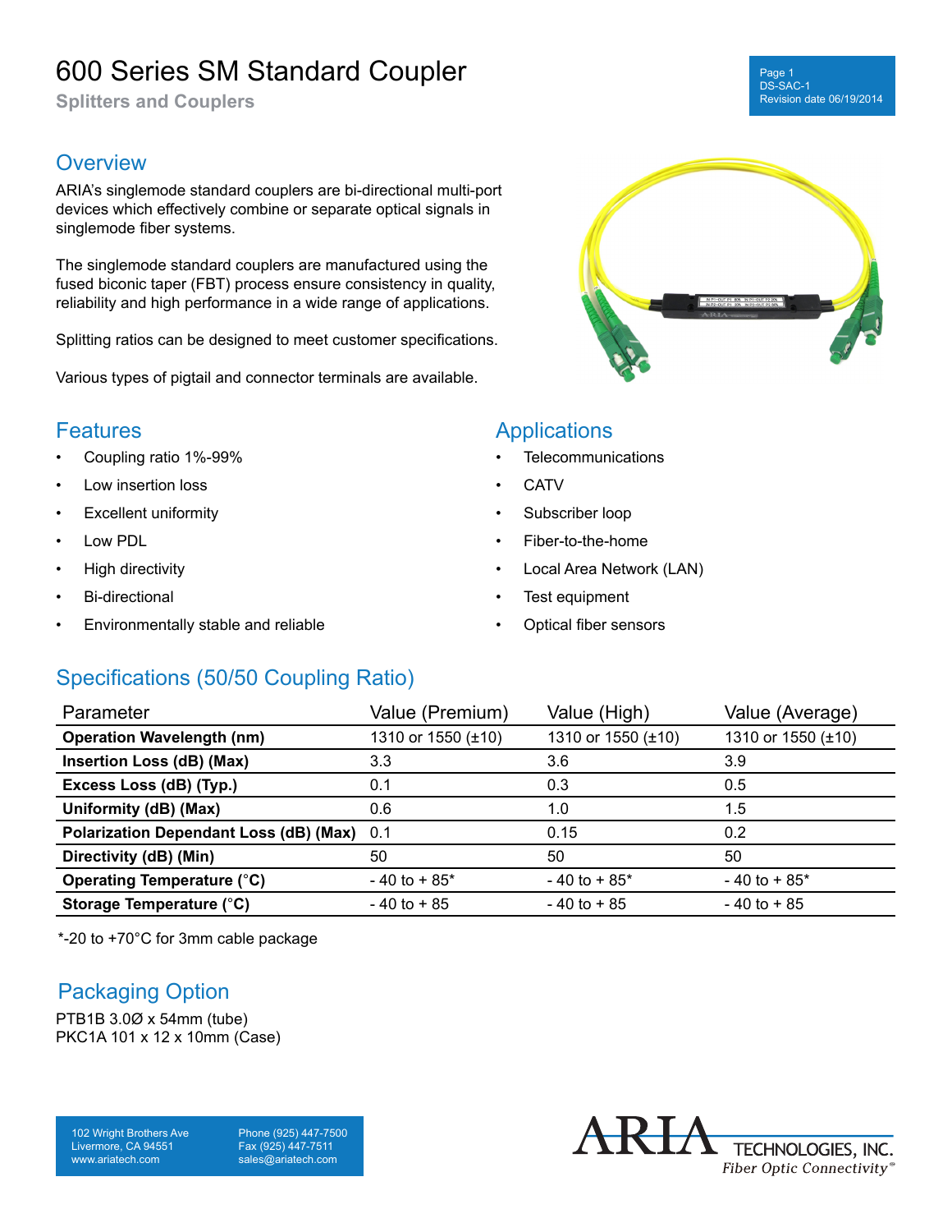# 600 Series SM Standard Coupler

**Splitters and Couplers**

Page 1
DS-SAC-1
Revision date 06/19/2014

## Overview

ARIA's singlemode standard couplers are bi-directional multi-port devices which effectively combine or separate optical signals in singlemode fiber systems.

The singlemode standard couplers are manufactured using the fused biconic taper (FBT) process ensure consistency in quality, reliability and high performance in a wide range of applications.

Splitting ratios can be designed to meet customer specifications.

Various types of pigtail and connector terminals are available.

## Features

- Coupling ratio 1%-99%
- Low insertion loss
- Excellent uniformity
- Low PDL
- High directivity
- Bi-directional
- Environmentally stable and reliable

## Applications

- Telecommunications
- CATV
- Subscriber loop
- Fiber-to-the-home
- Local Area Network (LAN)
- Test equipment
- Optical fiber sensors

## Specifications (50/50 Coupling Ratio)

| Parameter | Value (Premium) | Value (High) | Value (Average) |
|---|---|---|---|
| **Operation Wavelength (nm)** | 1310 or 1550 (±10) | 1310 or 1550 (±10) | 1310 or 1550 (±10) |
| **Insertion Loss (dB) (Max)** | 3.3 | 3.6 | 3.9 |
| **Excess Loss (dB) (Typ.)** | 0.1 | 0.3 | 0.5 |
| **Uniformity (dB) (Max)** | 0.6 | 1.0 | 1.5 |
| **Polarization Dependant Loss (dB) (Max)** | 0.1 | 0.15 | 0.2 |
| **Directivity (dB) (Min)** | 50 | 50 | 50 |
| **Operating Temperature (°C)** | - 40 to + 85* | - 40 to + 85* | - 40 to + 85* |
| **Storage Temperature (°C)** | - 40 to + 85 | - 40 to + 85 | - 40 to + 85 |

*-20 to +70°C for 3mm cable package

## Packaging Option

PTB1B 3.0Ø x 54mm (tube)
PKC1A 101 x 12 x 10mm (Case)

102 Wright Brothers Ave
Livermore, CA 94551
www.ariatech.com

Phone (925) 447-7500
Fax (925) 447-7511
sales@ariatech.com

ARIA TECHNOLOGIES, INC.
*Fiber Optic Connectivity*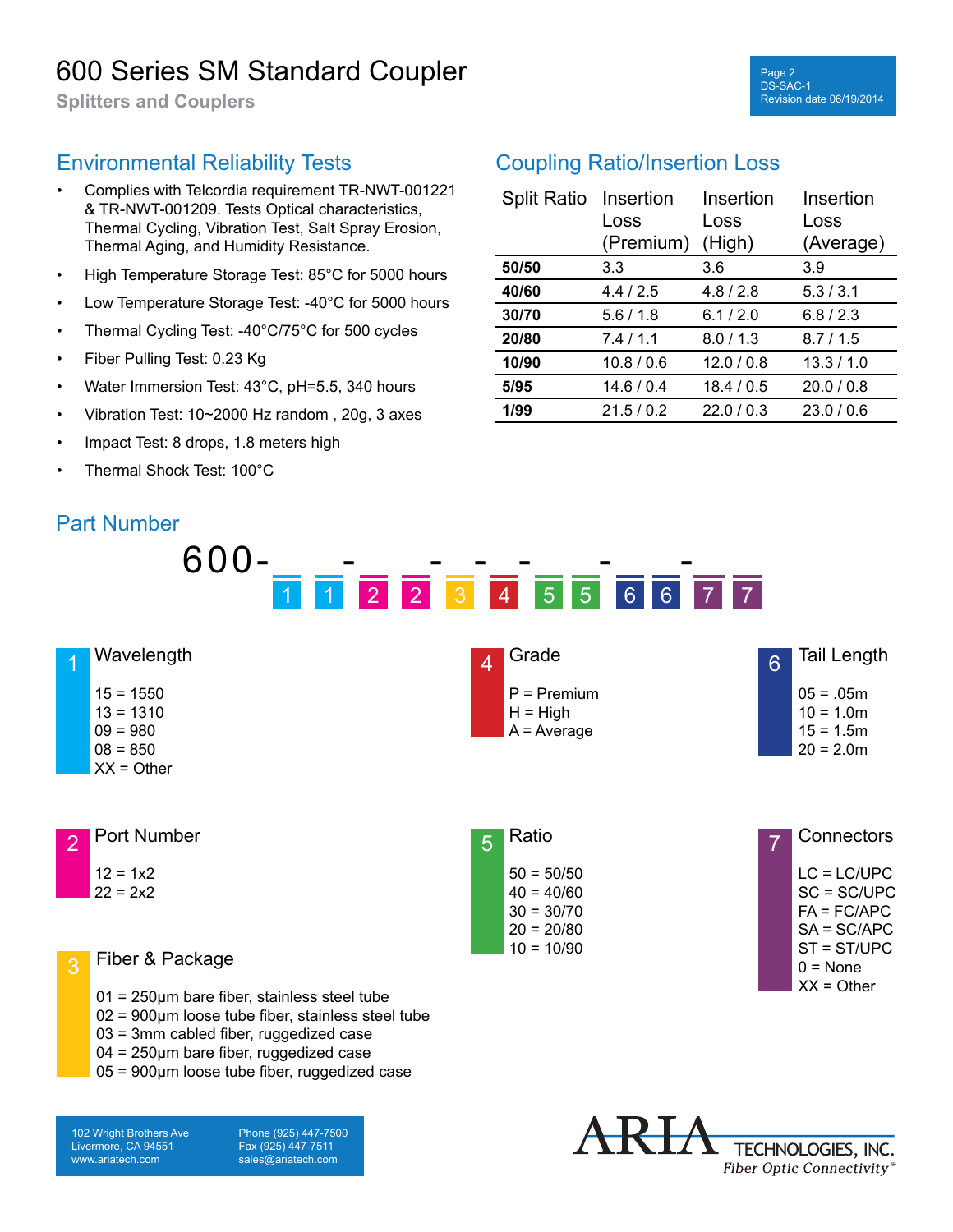# 600 Series SM Standard Coupler

Splitters and Couplers

## Environmental Reliability Tests

- Complies with Telcordia requirement TR-NWT-001221 & TR-NWT-001209. Tests Optical characteristics, Thermal Cycling, Vibration Test, Salt Spray Erosion, Thermal Aging, and Humidity Resistance.
- High Temperature Storage Test: 85°C for 5000 hours
- Low Temperature Storage Test: -40°C for 5000 hours
- Thermal Cycling Test: -40°C/75°C for 500 cycles
- Fiber Pulling Test: 0.23 Kg
- Water Immersion Test: 43°C, pH=5.5, 340 hours
- Vibration Test: 10~2000 Hz random , 20g, 3 axes
- Impact Test: 8 drops, 1.8 meters high
- Thermal Shock Test: 100°C

## Coupling Ratio/Insertion Loss

| Split Ratio | Insertion Loss (Premium) | Insertion Loss (High) | Insertion Loss (Average) |
|---|---|---|---|
| **50/50** | 3.3 | 3.6 | 3.9 |
| **40/60** | 4.4 / 2.5 | 4.8 / 2.8 | 5.3 / 3.1 |
| **30/70** | 5.6 / 1.8 | 6.1 / 2.0 | 6.8 / 2.3 |
| **20/80** | 7.4 / 1.1 | 8.0 / 1.3 | 8.7 / 1.5 |
| **10/90** | 10.8 / 0.6 | 12.0 / 0.8 | 13.3 / 1.0 |
| **5/95** | 14.6 / 0.4 | 18.4 / 0.5 | 20.0 / 0.8 |
| **1/99** | 21.5 / 0.2 | 22.0 / 0.3 | 23.0 / 0.6 |

## Part Number

600- 1 1 - 2 2 - 3 - 4 - 5 5 - 6 6 - 7 7

### 1 Wavelength

15 = 1550
13 = 1310
09 = 980
08 = 850
XX = Other

### 2 Port Number

12 = 1x2
22 = 2x2

### 3 Fiber & Package

01 = 250μm bare fiber, stainless steel tube
02 = 900μm loose tube fiber, stainless steel tube
03 = 3mm cabled fiber, ruggedized case
04 = 250μm bare fiber, ruggedized case
05 = 900μm loose tube fiber, ruggedized case

### 4 Grade

P = Premium
H = High
A = Average

### 5 Ratio

50 = 50/50
40 = 40/60
30 = 30/70
20 = 20/80
10 = 10/90

### 6 Tail Length

05 = .05m
10 = 1.0m
15 = 1.5m
20 = 2.0m

### 7 Connectors

LC = LC/UPC
SC = SC/UPC
FA = FC/APC
SA = SC/APC
ST = ST/UPC
0 = None
XX = Other

102 Wright Brothers Ave
Livermore, CA 94551
www.ariatech.com

Phone (925) 447-7500
Fax (925) 447-7511
sales@ariatech.com

ARIA TECHNOLOGIES, INC.
*Fiber Optic Connectivity*®